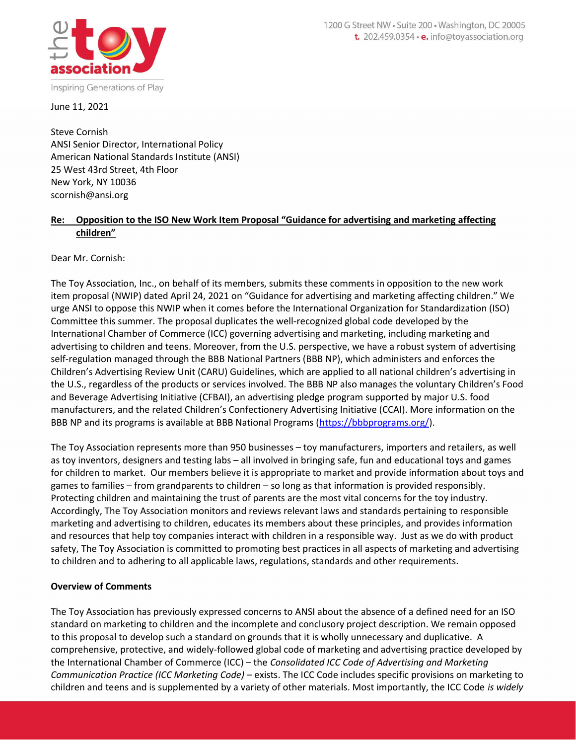the toy association
Inspiring Generations of Play

1200 G Street NW • Suite 200 • Washington, DC 20005
t. 202.459.0354 • e. info@toyassociation.org

June 11, 2021

Steve Cornish
ANSI Senior Director, International Policy
American National Standards Institute (ANSI)
25 West 43rd Street, 4th Floor
New York, NY 10036
scornish@ansi.org

**Re: Opposition to the ISO New Work Item Proposal "Guidance for advertising and marketing affecting children"**

Dear Mr. Cornish:

The Toy Association, Inc., on behalf of its members, submits these comments in opposition to the new work item proposal (NWIP) dated April 24, 2021 on "Guidance for advertising and marketing affecting children." We urge ANSI to oppose this NWIP when it comes before the International Organization for Standardization (ISO) Committee this summer. The proposal duplicates the well-recognized global code developed by the International Chamber of Commerce (ICC) governing advertising and marketing, including marketing and advertising to children and teens. Moreover, from the U.S. perspective, we have a robust system of advertising self-regulation managed through the BBB National Partners (BBB NP), which administers and enforces the Children's Advertising Review Unit (CARU) Guidelines, which are applied to all national children's advertising in the U.S., regardless of the products or services involved. The BBB NP also manages the voluntary Children's Food and Beverage Advertising Initiative (CFBAI), an advertising pledge program supported by major U.S. food manufacturers, and the related Children's Confectionery Advertising Initiative (CCAI). More information on the BBB NP and its programs is available at BBB National Programs (https://bbbprograms.org/).

The Toy Association represents more than 950 businesses – toy manufacturers, importers and retailers, as well as toy inventors, designers and testing labs – all involved in bringing safe, fun and educational toys and games for children to market. Our members believe it is appropriate to market and provide information about toys and games to families – from grandparents to children – so long as that information is provided responsibly. Protecting children and maintaining the trust of parents are the most vital concerns for the toy industry. Accordingly, The Toy Association monitors and reviews relevant laws and standards pertaining to responsible marketing and advertising to children, educates its members about these principles, and provides information and resources that help toy companies interact with children in a responsible way. Just as we do with product safety, The Toy Association is committed to promoting best practices in all aspects of marketing and advertising to children and to adhering to all applicable laws, regulations, standards and other requirements.

**Overview of Comments**

The Toy Association has previously expressed concerns to ANSI about the absence of a defined need for an ISO standard on marketing to children and the incomplete and conclusory project description. We remain opposed to this proposal to develop such a standard on grounds that it is wholly unnecessary and duplicative. A comprehensive, protective, and widely-followed global code of marketing and advertising practice developed by the International Chamber of Commerce (ICC) – the *Consolidated ICC Code of Advertising and Marketing Communication Practice (ICC Marketing Code)* – exists. The ICC Code includes specific provisions on marketing to children and teens and is supplemented by a variety of other materials. Most importantly, the ICC Code *is widely*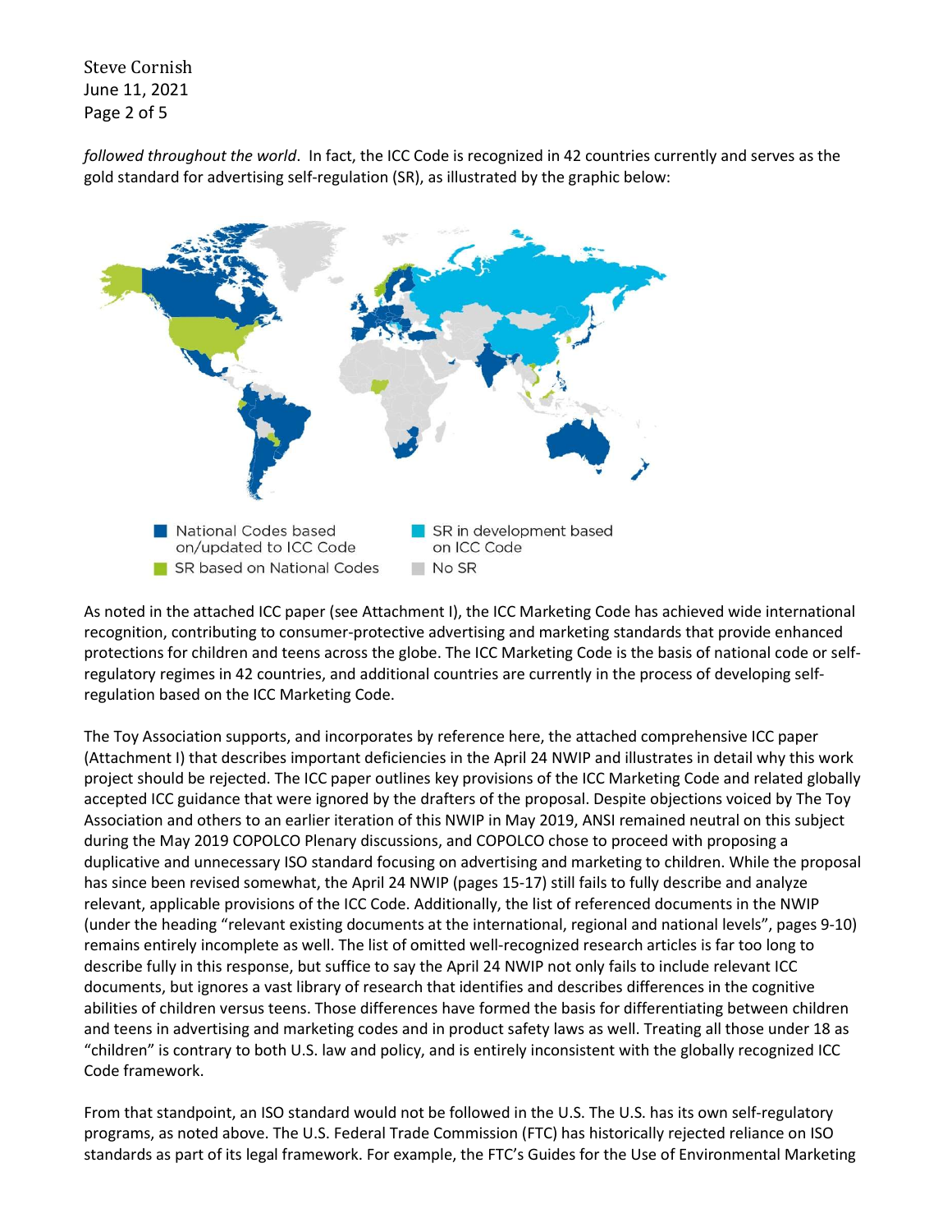*followed throughout the world*. In fact, the ICC Code is recognized in 42 countries currently and serves as the gold standard for advertising self-regulation (SR), as illustrated by the graphic below:

National Codes based on/updated to ICC Code
SR based on National Codes
SR in development based on ICC Code
No SR

As noted in the attached ICC paper (see Attachment I), the ICC Marketing Code has achieved wide international recognition, contributing to consumer-protective advertising and marketing standards that provide enhanced protections for children and teens across the globe. The ICC Marketing Code is the basis of national code or self-regulatory regimes in 42 countries, and additional countries are currently in the process of developing self-regulation based on the ICC Marketing Code.

The Toy Association supports, and incorporates by reference here, the attached comprehensive ICC paper (Attachment I) that describes important deficiencies in the April 24 NWIP and illustrates in detail why this work project should be rejected. The ICC paper outlines key provisions of the ICC Marketing Code and related globally accepted ICC guidance that were ignored by the drafters of the proposal. Despite objections voiced by The Toy Association and others to an earlier iteration of this NWIP in May 2019, ANSI remained neutral on this subject during the May 2019 COPOLCO Plenary discussions, and COPOLCO chose to proceed with proposing a duplicative and unnecessary ISO standard focusing on advertising and marketing to children. While the proposal has since been revised somewhat, the April 24 NWIP (pages 15-17) still fails to fully describe and analyze relevant, applicable provisions of the ICC Code. Additionally, the list of referenced documents in the NWIP (under the heading "relevant existing documents at the international, regional and national levels", pages 9-10) remains entirely incomplete as well. The list of omitted well-recognized research articles is far too long to describe fully in this response, but suffice to say the April 24 NWIP not only fails to include relevant ICC documents, but ignores a vast library of research that identifies and describes differences in the cognitive abilities of children versus teens. Those differences have formed the basis for differentiating between children and teens in advertising and marketing codes and in product safety laws as well. Treating all those under 18 as "children" is contrary to both U.S. law and policy, and is entirely inconsistent with the globally recognized ICC Code framework.

From that standpoint, an ISO standard would not be followed in the U.S. The U.S. has its own self-regulatory programs, as noted above. The U.S. Federal Trade Commission (FTC) has historically rejected reliance on ISO standards as part of its legal framework. For example, the FTC's Guides for the Use of Environmental Marketing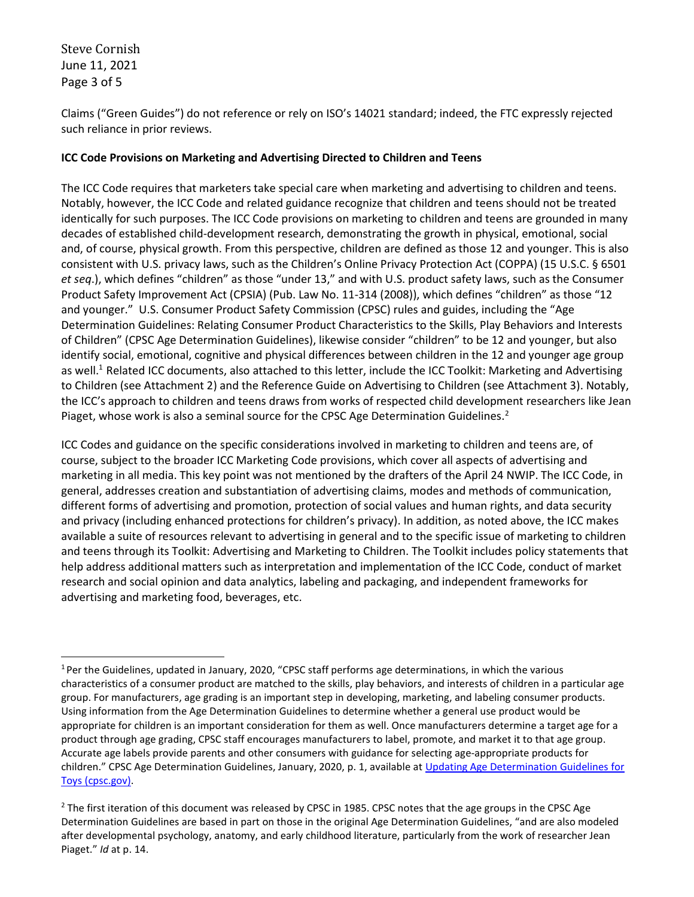Claims ("Green Guides") do not reference or rely on ISO's 14021 standard; indeed, the FTC expressly rejected such reliance in prior reviews.

**ICC Code Provisions on Marketing and Advertising Directed to Children and Teens**

The ICC Code requires that marketers take special care when marketing and advertising to children and teens. Notably, however, the ICC Code and related guidance recognize that children and teens should not be treated identically for such purposes. The ICC Code provisions on marketing to children and teens are grounded in many decades of established child-development research, demonstrating the growth in physical, emotional, social and, of course, physical growth. From this perspective, children are defined as those 12 and younger. This is also consistent with U.S. privacy laws, such as the Children's Online Privacy Protection Act (COPPA) (15 U.S.C. § 6501 *et seq*.), which defines "children" as those "under 13," and with U.S. product safety laws, such as the Consumer Product Safety Improvement Act (CPSIA) (Pub. Law No. 11-314 (2008)), which defines "children" as those "12 and younger." U.S. Consumer Product Safety Commission (CPSC) rules and guides, including the "Age Determination Guidelines: Relating Consumer Product Characteristics to the Skills, Play Behaviors and Interests of Children" (CPSC Age Determination Guidelines), likewise consider "children" to be 12 and younger, but also identify social, emotional, cognitive and physical differences between children in the 12 and younger age group as well.[1] Related ICC documents, also attached to this letter, include the ICC Toolkit: Marketing and Advertising to Children (see Attachment 2) and the Reference Guide on Advertising to Children (see Attachment 3). Notably, the ICC's approach to children and teens draws from works of respected child development researchers like Jean Piaget, whose work is also a seminal source for the CPSC Age Determination Guidelines.[2]

ICC Codes and guidance on the specific considerations involved in marketing to children and teens are, of course, subject to the broader ICC Marketing Code provisions, which cover all aspects of advertising and marketing in all media. This key point was not mentioned by the drafters of the April 24 NWIP. The ICC Code, in general, addresses creation and substantiation of advertising claims, modes and methods of communication, different forms of advertising and promotion, protection of social values and human rights, and data security and privacy (including enhanced protections for children's privacy). In addition, as noted above, the ICC makes available a suite of resources relevant to advertising in general and to the specific issue of marketing to children and teens through its Toolkit: Advertising and Marketing to Children. The Toolkit includes policy statements that help address additional matters such as interpretation and implementation of the ICC Code, conduct of market research and social opinion and data analytics, labeling and packaging, and independent frameworks for advertising and marketing food, beverages, etc.

---

[1] Per the Guidelines, updated in January, 2020, "CPSC staff performs age determinations, in which the various characteristics of a consumer product are matched to the skills, play behaviors, and interests of children in a particular age group. For manufacturers, age grading is an important step in developing, marketing, and labeling consumer products. Using information from the Age Determination Guidelines to determine whether a general use product would be appropriate for children is an important consideration for them as well. Once manufacturers determine a target age for a product through age grading, CPSC staff encourages manufacturers to label, promote, and market it to that age group. Accurate age labels provide parents and other consumers with guidance for selecting age-appropriate products for children." CPSC Age Determination Guidelines, January, 2020, p. 1, available at [Updating Age Determination Guidelines for Toys (cpsc.gov)](cpsc.gov).

[2] The first iteration of this document was released by CPSC in 1985. CPSC notes that the age groups in the CPSC Age Determination Guidelines are based in part on those in the original Age Determination Guidelines, "and are also modeled after developmental psychology, anatomy, and early childhood literature, particularly from the work of researcher Jean Piaget." *Id* at p. 14.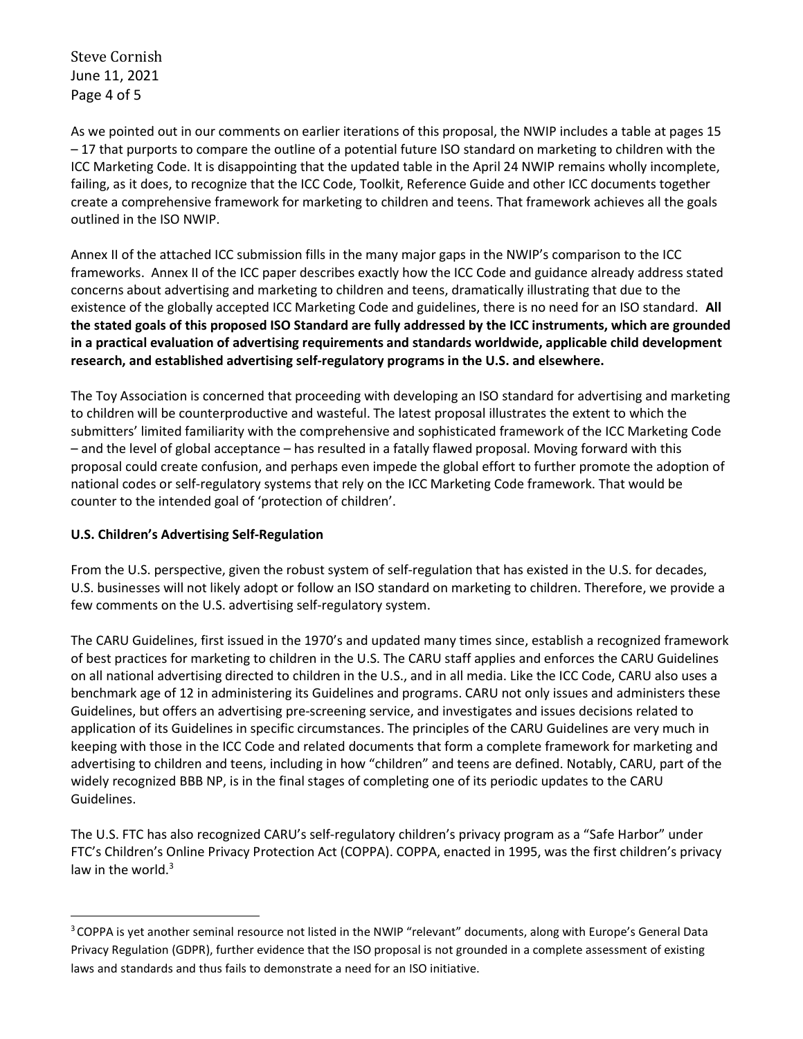As we pointed out in our comments on earlier iterations of this proposal, the NWIP includes a table at pages 15 – 17 that purports to compare the outline of a potential future ISO standard on marketing to children with the ICC Marketing Code. It is disappointing that the updated table in the April 24 NWIP remains wholly incomplete, failing, as it does, to recognize that the ICC Code, Toolkit, Reference Guide and other ICC documents together create a comprehensive framework for marketing to children and teens. That framework achieves all the goals outlined in the ISO NWIP.

Annex II of the attached ICC submission fills in the many major gaps in the NWIP's comparison to the ICC frameworks. Annex II of the ICC paper describes exactly how the ICC Code and guidance already address stated concerns about advertising and marketing to children and teens, dramatically illustrating that due to the existence of the globally accepted ICC Marketing Code and guidelines, there is no need for an ISO standard. **All the stated goals of this proposed ISO Standard are fully addressed by the ICC instruments, which are grounded in a practical evaluation of advertising requirements and standards worldwide, applicable child development research, and established advertising self-regulatory programs in the U.S. and elsewhere.**

The Toy Association is concerned that proceeding with developing an ISO standard for advertising and marketing to children will be counterproductive and wasteful. The latest proposal illustrates the extent to which the submitters' limited familiarity with the comprehensive and sophisticated framework of the ICC Marketing Code – and the level of global acceptance – has resulted in a fatally flawed proposal. Moving forward with this proposal could create confusion, and perhaps even impede the global effort to further promote the adoption of national codes or self-regulatory systems that rely on the ICC Marketing Code framework. That would be counter to the intended goal of 'protection of children'.

**U.S. Children's Advertising Self-Regulation**

From the U.S. perspective, given the robust system of self-regulation that has existed in the U.S. for decades, U.S. businesses will not likely adopt or follow an ISO standard on marketing to children. Therefore, we provide a few comments on the U.S. advertising self-regulatory system.

The CARU Guidelines, first issued in the 1970's and updated many times since, establish a recognized framework of best practices for marketing to children in the U.S. The CARU staff applies and enforces the CARU Guidelines on all national advertising directed to children in the U.S., and in all media. Like the ICC Code, CARU also uses a benchmark age of 12 in administering its Guidelines and programs. CARU not only issues and administers these Guidelines, but offers an advertising pre-screening service, and investigates and issues decisions related to application of its Guidelines in specific circumstances. The principles of the CARU Guidelines are very much in keeping with those in the ICC Code and related documents that form a complete framework for marketing and advertising to children and teens, including in how "children" and teens are defined. Notably, CARU, part of the widely recognized BBB NP, is in the final stages of completing one of its periodic updates to the CARU Guidelines.

The U.S. FTC has also recognized CARU's self-regulatory children's privacy program as a "Safe Harbor" under FTC's Children's Online Privacy Protection Act (COPPA). COPPA, enacted in 1995, was the first children's privacy law in the world.[3]

[3] COPPA is yet another seminal resource not listed in the NWIP "relevant" documents, along with Europe's General Data Privacy Regulation (GDPR), further evidence that the ISO proposal is not grounded in a complete assessment of existing laws and standards and thus fails to demonstrate a need for an ISO initiative.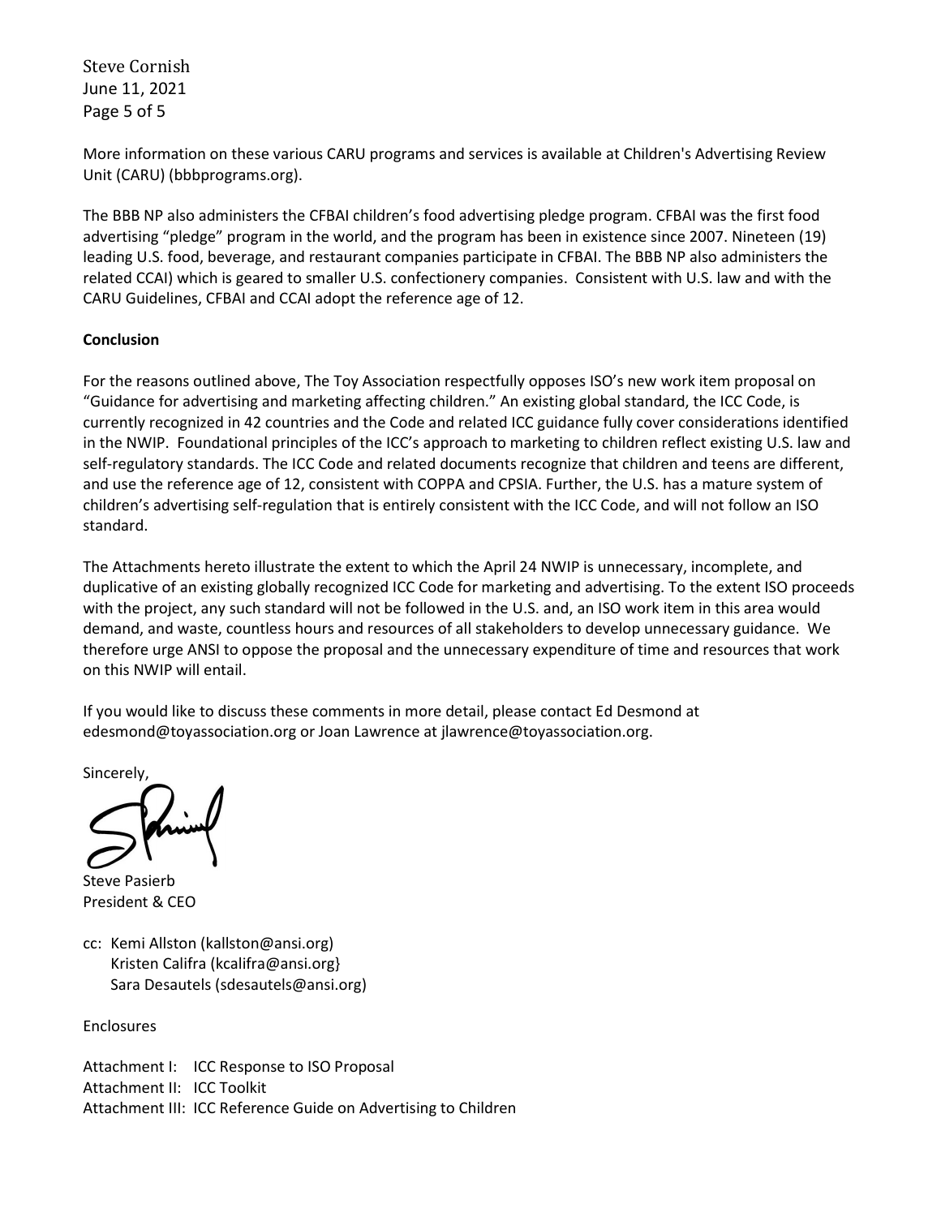More information on these various CARU programs and services is available at Children's Advertising Review Unit (CARU) (bbbprograms.org).

The BBB NP also administers the CFBAI children's food advertising pledge program. CFBAI was the first food advertising "pledge" program in the world, and the program has been in existence since 2007. Nineteen (19) leading U.S. food, beverage, and restaurant companies participate in CFBAI. The BBB NP also administers the related CCAI) which is geared to smaller U.S. confectionery companies. Consistent with U.S. law and with the CARU Guidelines, CFBAI and CCAI adopt the reference age of 12.

**Conclusion**

For the reasons outlined above, The Toy Association respectfully opposes ISO's new work item proposal on "Guidance for advertising and marketing affecting children." An existing global standard, the ICC Code, is currently recognized in 42 countries and the Code and related ICC guidance fully cover considerations identified in the NWIP. Foundational principles of the ICC's approach to marketing to children reflect existing U.S. law and self-regulatory standards. The ICC Code and related documents recognize that children and teens are different, and use the reference age of 12, consistent with COPPA and CPSIA. Further, the U.S. has a mature system of children's advertising self-regulation that is entirely consistent with the ICC Code, and will not follow an ISO standard.

The Attachments hereto illustrate the extent to which the April 24 NWIP is unnecessary, incomplete, and duplicative of an existing globally recognized ICC Code for marketing and advertising. To the extent ISO proceeds with the project, any such standard will not be followed in the U.S. and, an ISO work item in this area would demand, and waste, countless hours and resources of all stakeholders to develop unnecessary guidance. We therefore urge ANSI to oppose the proposal and the unnecessary expenditure of time and resources that work on this NWIP will entail.

If you would like to discuss these comments in more detail, please contact Ed Desmond at edesmond@toyassociation.org or Joan Lawrence at jlawrence@toyassociation.org.

Sincerely,

Steve Pasierb
President & CEO

cc: Kemi Allston (kallston@ansi.org)
Kristen Califra (kcalifra@ansi.org}
Sara Desautels (sdesautels@ansi.org)

Enclosures

Attachment I: ICC Response to ISO Proposal
Attachment II: ICC Toolkit
Attachment III: ICC Reference Guide on Advertising to Children